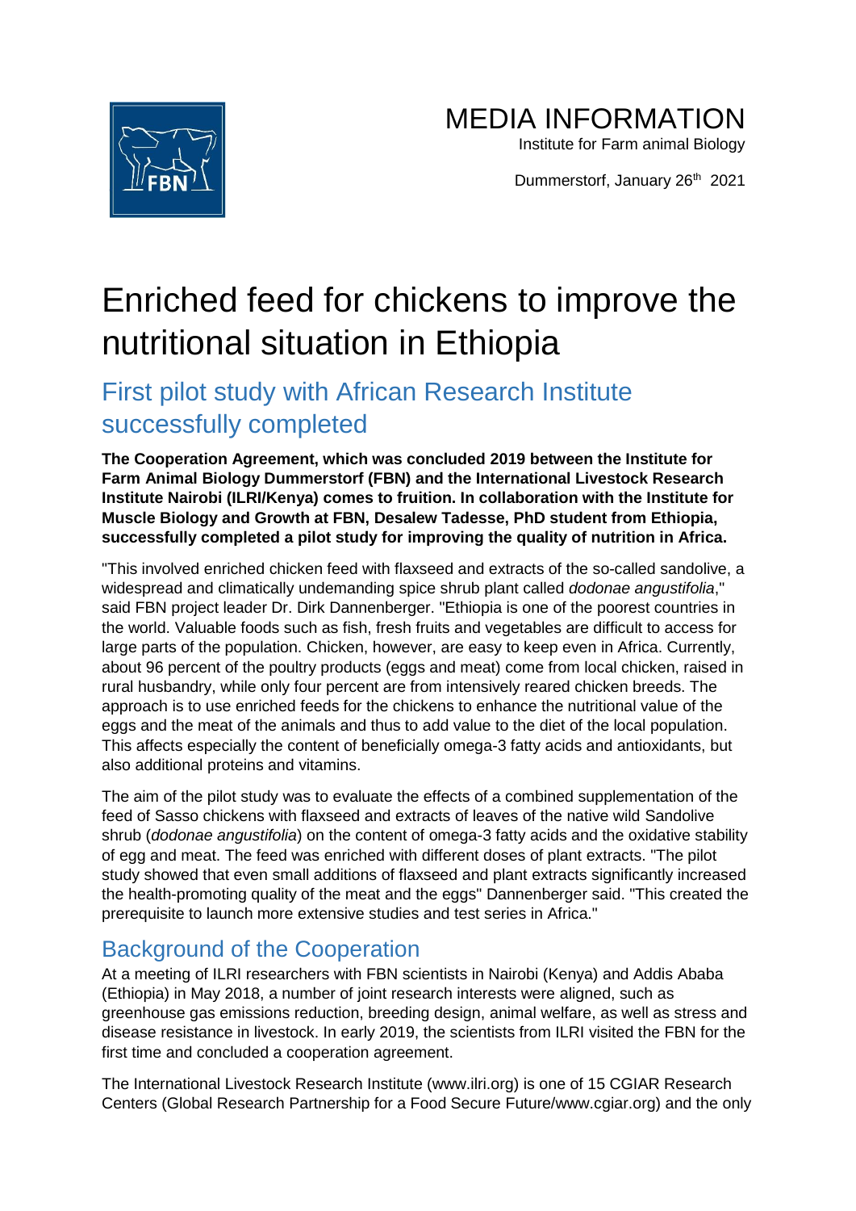# MEDIA INFORMATION

Institute for Farm animal Biology

Dummerstorf, January 26th 2021

# Enriched feed for chickens to improve the nutritional situation in Ethiopia

## First pilot study with African Research Institute successfully completed

**The Cooperation Agreement, which was concluded 2019 between the Institute for Farm Animal Biology Dummerstorf (FBN) and the International Livestock Research Institute Nairobi (ILRI/Kenya) comes to fruition. In collaboration with the Institute for Muscle Biology and Growth at FBN, Desalew Tadesse, PhD student from Ethiopia, successfully completed a pilot study for improving the quality of nutrition in Africa.**

"This involved enriched chicken feed with flaxseed and extracts of the so-called sandolive, a widespread and climatically undemanding spice shrub plant called *dodonae angustifolia*," said FBN project leader Dr. Dirk Dannenberger. "Ethiopia is one of the poorest countries in the world. Valuable foods such as fish, fresh fruits and vegetables are difficult to access for large parts of the population. Chicken, however, are easy to keep even in Africa. Currently, about 96 percent of the poultry products (eggs and meat) come from local chicken, raised in rural husbandry, while only four percent are from intensively reared chicken breeds. The approach is to use enriched feeds for the chickens to enhance the nutritional value of the eggs and the meat of the animals and thus to add value to the diet of the local population. This affects especially the content of beneficially omega-3 fatty acids and antioxidants, but also additional proteins and vitamins.

The aim of the pilot study was to evaluate the effects of a combined supplementation of the feed of Sasso chickens with flaxseed and extracts of leaves of the native wild Sandolive shrub (*dodonae angustifolia*) on the content of omega-3 fatty acids and the oxidative stability of egg and meat. The feed was enriched with different doses of plant extracts. "The pilot study showed that even small additions of flaxseed and plant extracts significantly increased the health-promoting quality of the meat and the eggs" Dannenberger said. "This created the prerequisite to launch more extensive studies and test series in Africa."

## Background of the Cooperation

At a meeting of ILRI researchers with FBN scientists in Nairobi (Kenya) and Addis Ababa (Ethiopia) in May 2018, a number of joint research interests were aligned, such as greenhouse gas emissions reduction, breeding design, animal welfare, as well as stress and disease resistance in livestock. In early 2019, the scientists from ILRI visited the FBN for the first time and concluded a cooperation agreement.

The International Livestock Research Institute (www.ilri.org) is one of 15 CGIAR Research Centers (Global Research Partnership for a Food Secure Future/www.cgiar.org) and the only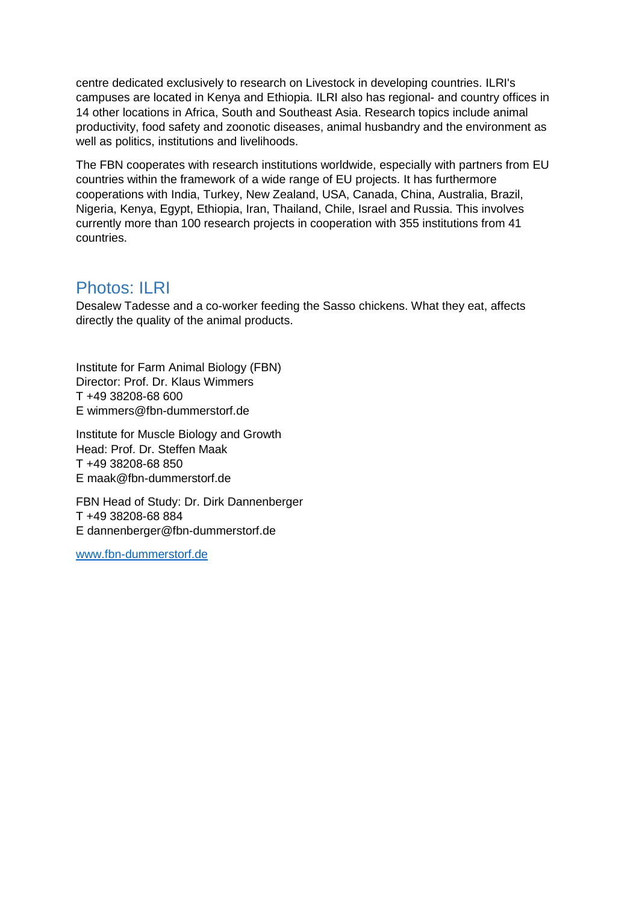centre dedicated exclusively to research on Livestock in developing countries. ILRI's campuses are located in Kenya and Ethiopia. ILRI also has regional- and country offices in 14 other locations in Africa, South and Southeast Asia. Research topics include animal productivity, food safety and zoonotic diseases, animal husbandry and the environment as well as politics, institutions and livelihoods.

The FBN cooperates with research institutions worldwide, especially with partners from EU countries within the framework of a wide range of EU projects. It has furthermore cooperations with India, Turkey, New Zealand, USA, Canada, China, Australia, Brazil, Nigeria, Kenya, Egypt, Ethiopia, Iran, Thailand, Chile, Israel and Russia. This involves currently more than 100 research projects in cooperation with 355 institutions from 41 countries.

## Photos: ILRI

Desalew Tadesse and a co-worker feeding the Sasso chickens. What they eat, affects directly the quality of the animal products.

Institute for Farm Animal Biology (FBN)
Director: Prof. Dr. Klaus Wimmers
T +49 38208-68 600
E wimmers@fbn-dummerstorf.de

Institute for Muscle Biology and Growth
Head: Prof. Dr. Steffen Maak
T +49 38208-68 850
E maak@fbn-dummerstorf.de

FBN Head of Study: Dr. Dirk Dannenberger
T +49 38208-68 884
E dannenberger@fbn-dummerstorf.de

[www.fbn-dummerstorf.de](http://www.fbn-dummerstorf.de)